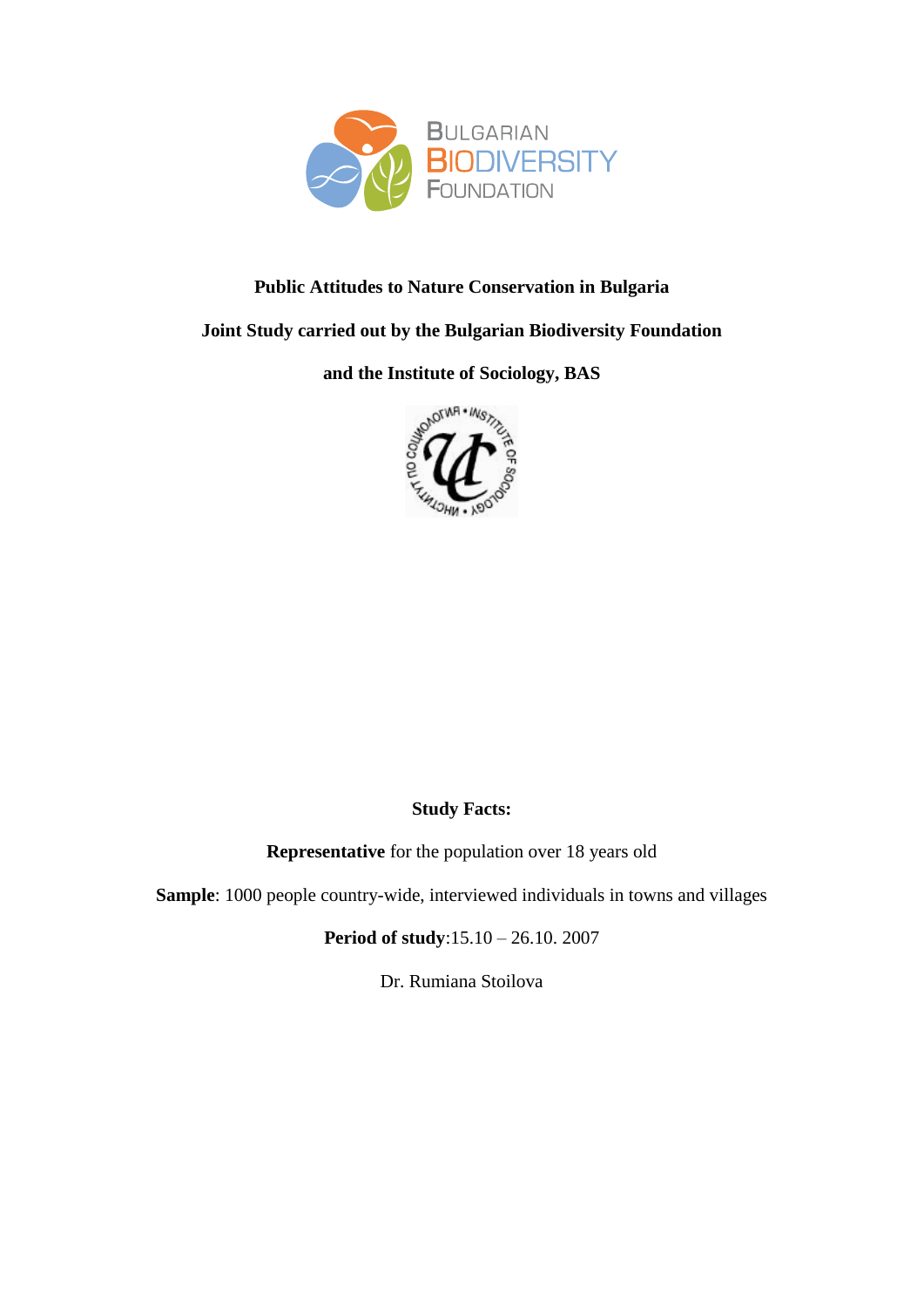# Public Attitudes to Nature Conservation in Bulgaria

**Joint Study carried out by the Bulgarian Biodiversity Foundation**

**and the Institute of Sociology, BAS**

**Study Facts:**

**Representative** for the population over 18 years old

**Sample**: 1000 people country-wide, interviewed individuals in towns and villages

**Period of study**:15.10 – 26.10. 2007

Dr. Rumiana Stoilova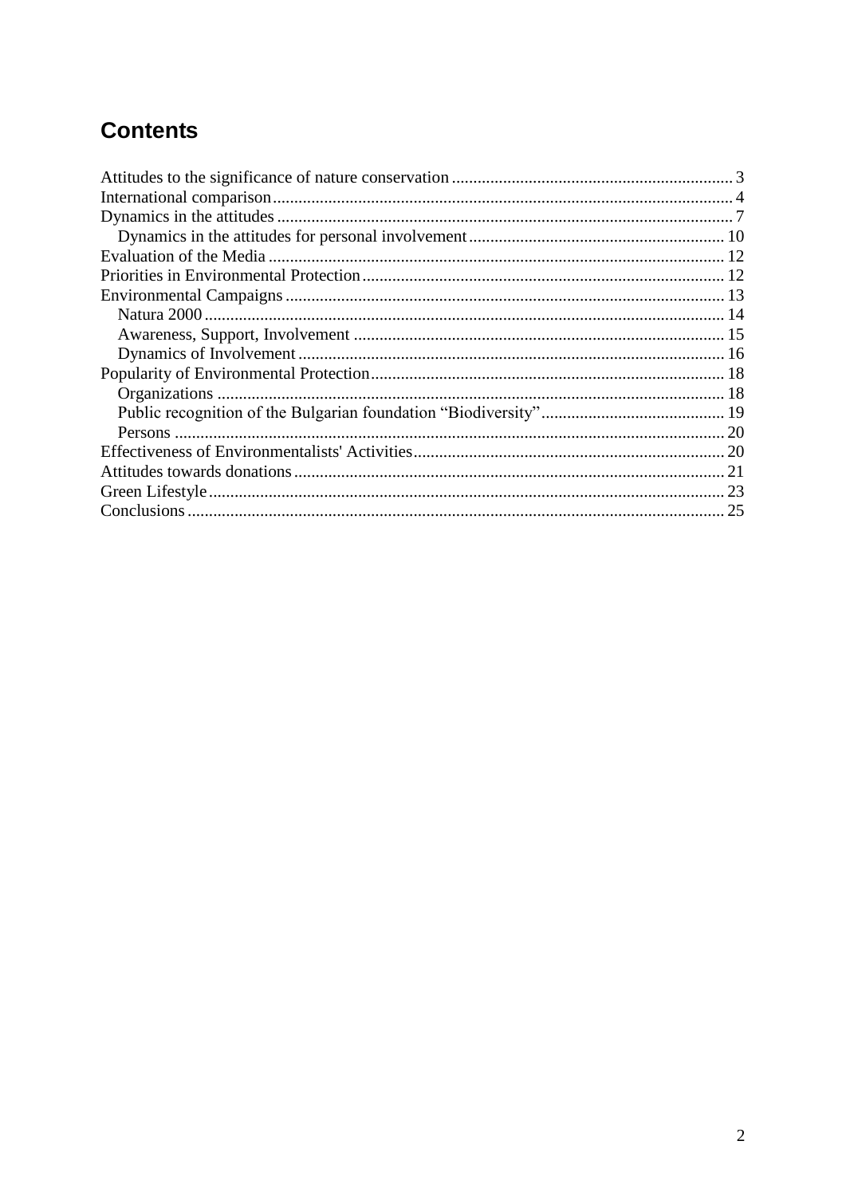# Contents

Attitudes to the significance of nature conservation ... 3
International comparison ... 4
Dynamics in the attitudes ... 7
- Dynamics in the attitudes for personal involvement ... 10

Evaluation of the Media ... 12
Priorities in Environmental Protection ... 12
Environmental Campaigns ... 13
- Natura 2000 ... 14
- Awareness, Support, Involvement ... 15
- Dynamics of Involvement ... 16

Popularity of Environmental Protection ... 18
- Organizations ... 18
- Public recognition of the Bulgarian foundation “Biodiversity” ... 19
- Persons ... 20

Effectiveness of Environmentalists' Activities ... 20
Attitudes towards donations ... 21
Green Lifestyle ... 23
Conclusions ... 25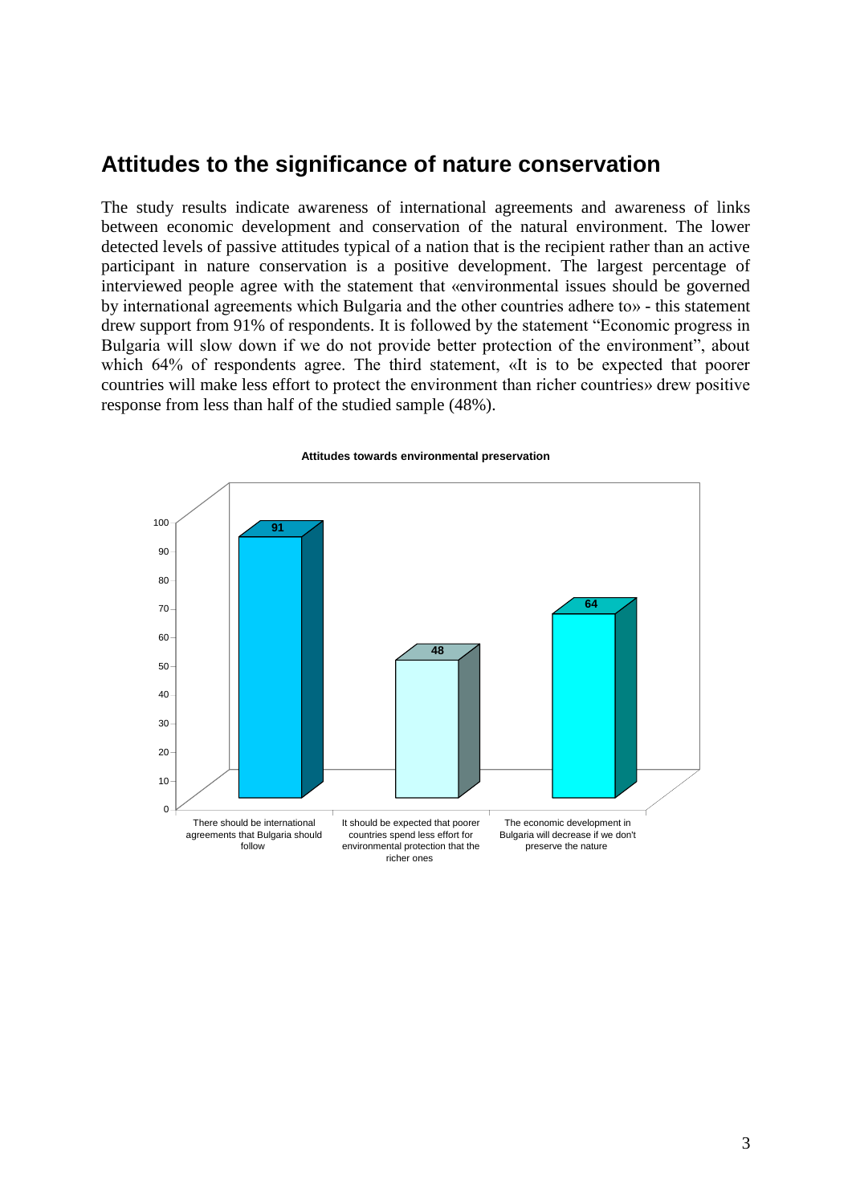## Attitudes to the significance of nature conservation

The study results indicate awareness of international agreements and awareness of links between economic development and conservation of the natural environment. The lower detected levels of passive attitudes typical of a nation that is the recipient rather than an active participant in nature conservation is a positive development. The largest percentage of interviewed people agree with the statement that «environmental issues should be governed by international agreements which Bulgaria and the other countries adhere to» - this statement drew support from 91% of respondents. It is followed by the statement "Economic progress in Bulgaria will slow down if we do not provide better protection of the environment", about which 64% of respondents agree. The third statement, «It is to be expected that poorer countries will make less effort to protect the environment than richer countries» drew positive response from less than half of the studied sample (48%).

**Attitudes towards environmental preservation**

| Statement | Value |
| --- | --- |
| There should be international agreements that Bulgaria should follow | 91 |
| It should be expected that poorer countries spend less effort for environmental protection that the richer ones | 48 |
| The economic development in Bulgaria will decrease if we don't preserve the nature | 64 |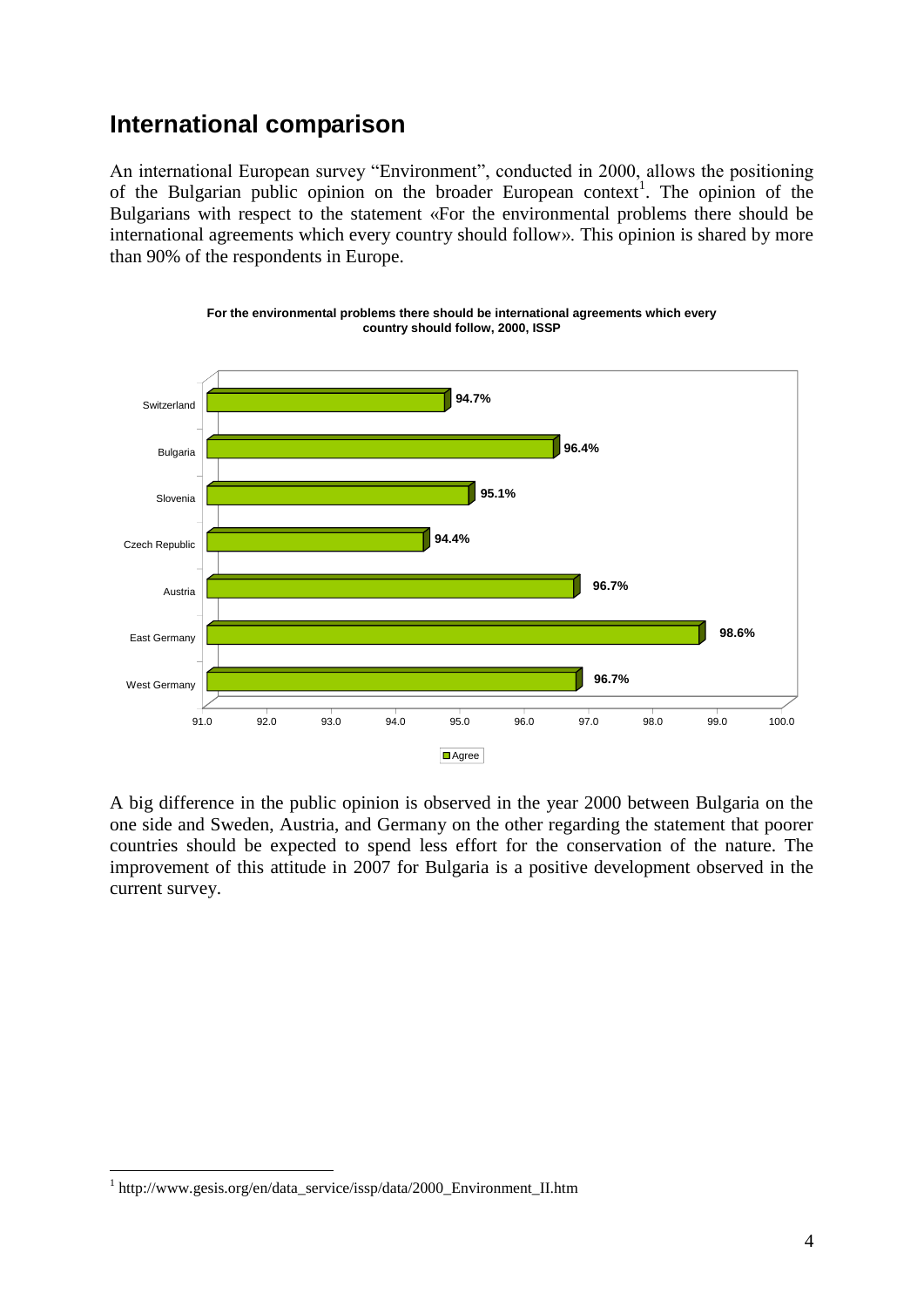## International comparison

An international European survey "Environment", conducted in 2000, allows the positioning of the Bulgarian public opinion on the broader European context[1]. The opinion of the Bulgarians with respect to the statement «For the environmental problems there should be international agreements which every country should follow». This opinion is shared by more than 90% of the respondents in Europe.

**For the environmental problems there should be international agreements which every country should follow, 2000, ISSP**

| Country | Agree |
|---|---|
| Switzerland | 94.7% |
| Bulgaria | 96.4% |
| Slovenia | 95.1% |
| Czech Republic | 94.4% |
| Austria | 96.7% |
| East Germany | 98.6% |
| West Germany | 96.7% |

A big difference in the public opinion is observed in the year 2000 between Bulgaria on the one side and Sweden, Austria, and Germany on the other regarding the statement that poorer countries should be expected to spend less effort for the conservation of the nature. The improvement of this attitude in 2007 for Bulgaria is a positive development observed in the current survey.

[1] http://www.gesis.org/en/data_service/issp/data/2000_Environment_II.htm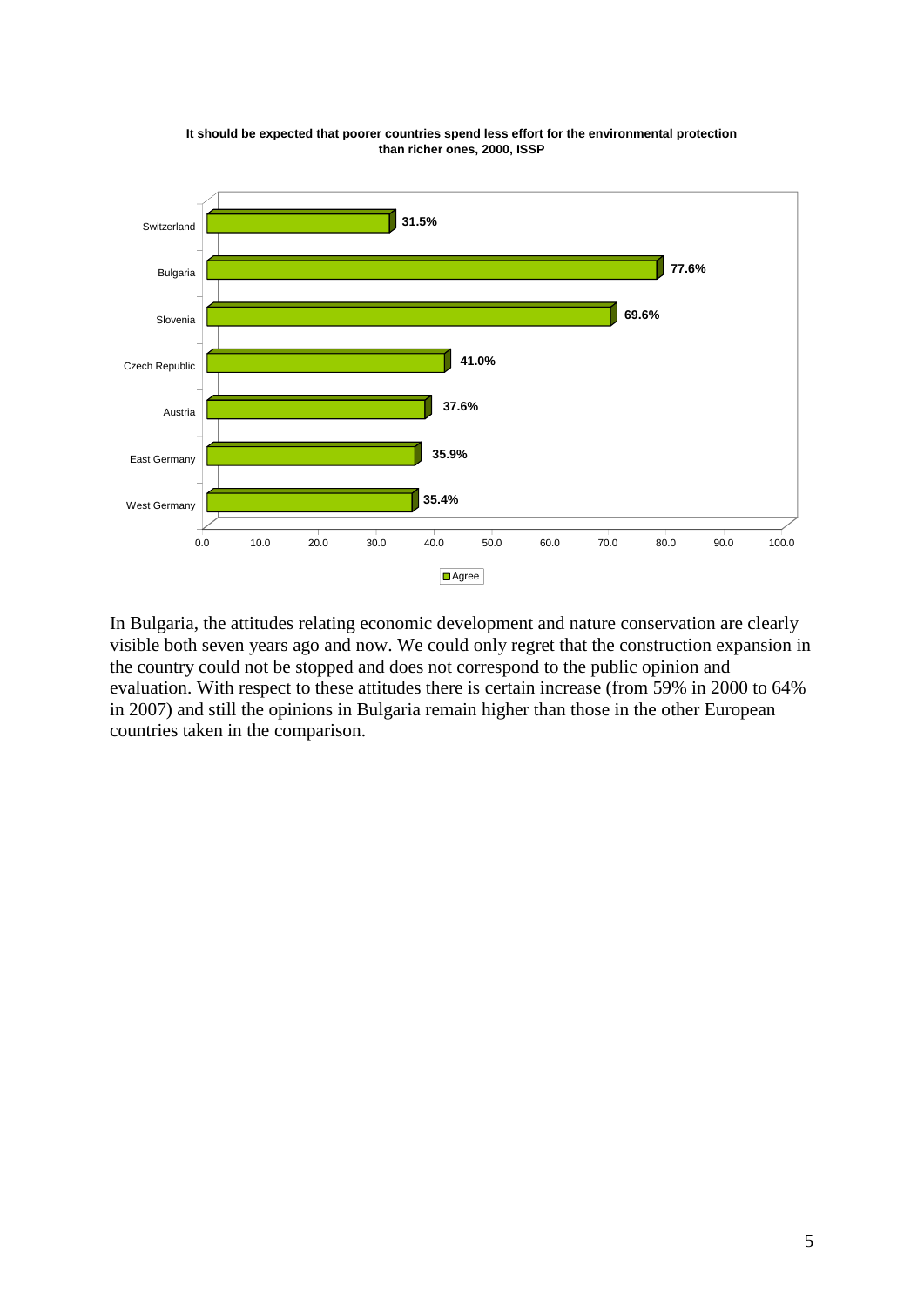**It should be expected that poorer countries spend less effort for the environmental protection than richer ones, 2000, ISSP**

| Country | Agree |
|---|---|
| Switzerland | 31.5% |
| Bulgaria | 77.6% |
| Slovenia | 69.6% |
| Czech Republic | 41.0% |
| Austria | 37.6% |
| East Germany | 35.9% |
| West Germany | 35.4% |

In Bulgaria, the attitudes relating economic development and nature conservation are clearly visible both seven years ago and now. We could only regret that the construction expansion in the country could not be stopped and does not correspond to the public opinion and evaluation. With respect to these attitudes there is certain increase (from 59% in 2000 to 64% in 2007) and still the opinions in Bulgaria remain higher than those in the other European countries taken in the comparison.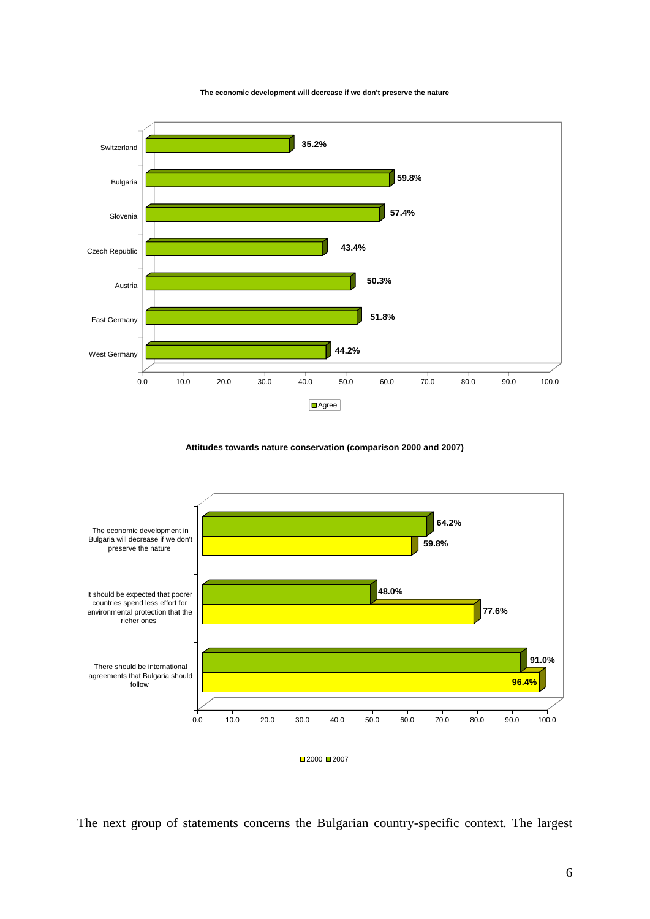**The economic development will decrease if we don't preserve the nature**

| Country | Agree |
|---|---|
| Switzerland | 35.2% |
| Bulgaria | 59.8% |
| Slovenia | 57.4% |
| Czech Republic | 43.4% |
| Austria | 50.3% |
| East Germany | 51.8% |
| West Germany | 44.2% |

**Attitudes towards nature conservation (comparison 2000 and 2007)**

| Statement | 2000 | 2007 |
|---|---|---|
| The economic development in Bulgaria will decrease if we don't preserve the nature | 59.8% | 64.2% |
| It should be expected that poorer countries spend less effort for environmental protection that the richer ones | 77.6% | 48.0% |
| There should be international agreements that Bulgaria should follow | 96.4% | 91.0% |

The next group of statements concerns the Bulgarian country-specific context. The largest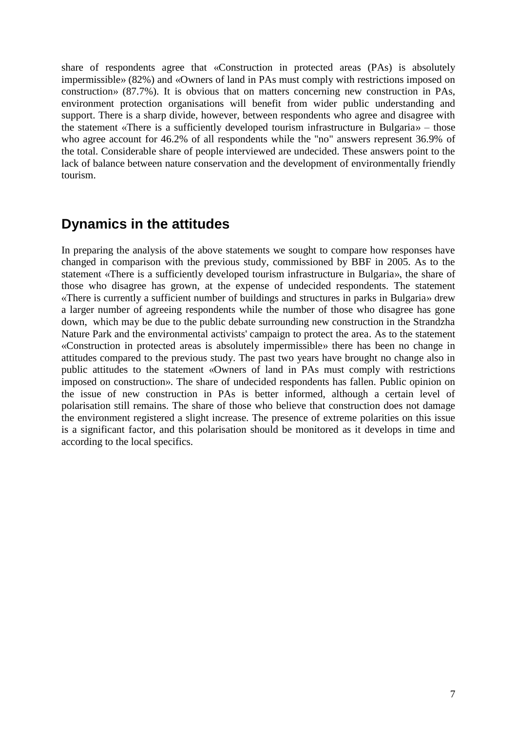share of respondents agree that «Construction in protected areas (PAs) is absolutely impermissible» (82%) and «Owners of land in PAs must comply with restrictions imposed on construction» (87.7%). It is obvious that on matters concerning new construction in PAs, environment protection organisations will benefit from wider public understanding and support. There is a sharp divide, however, between respondents who agree and disagree with the statement «There is a sufficiently developed tourism infrastructure in Bulgaria» – those who agree account for 46.2% of all respondents while the "no" answers represent 36.9% of the total. Considerable share of people interviewed are undecided. These answers point to the lack of balance between nature conservation and the development of environmentally friendly tourism.

## Dynamics in the attitudes

In preparing the analysis of the above statements we sought to compare how responses have changed in comparison with the previous study, commissioned by BBF in 2005. As to the statement «There is a sufficiently developed tourism infrastructure in Bulgaria», the share of those who disagree has grown, at the expense of undecided respondents. The statement «There is currently a sufficient number of buildings and structures in parks in Bulgaria» drew a larger number of agreeing respondents while the number of those who disagree has gone down, which may be due to the public debate surrounding new construction in the Strandzha Nature Park and the environmental activists' campaign to protect the area. As to the statement «Construction in protected areas is absolutely impermissible» there has been no change in attitudes compared to the previous study. The past two years have brought no change also in public attitudes to the statement «Owners of land in PAs must comply with restrictions imposed on construction». The share of undecided respondents has fallen. Public opinion on the issue of new construction in PAs is better informed, although a certain level of polarisation still remains. The share of those who believe that construction does not damage the environment registered a slight increase. The presence of extreme polarities on this issue is a significant factor, and this polarisation should be monitored as it develops in time and according to the local specifics.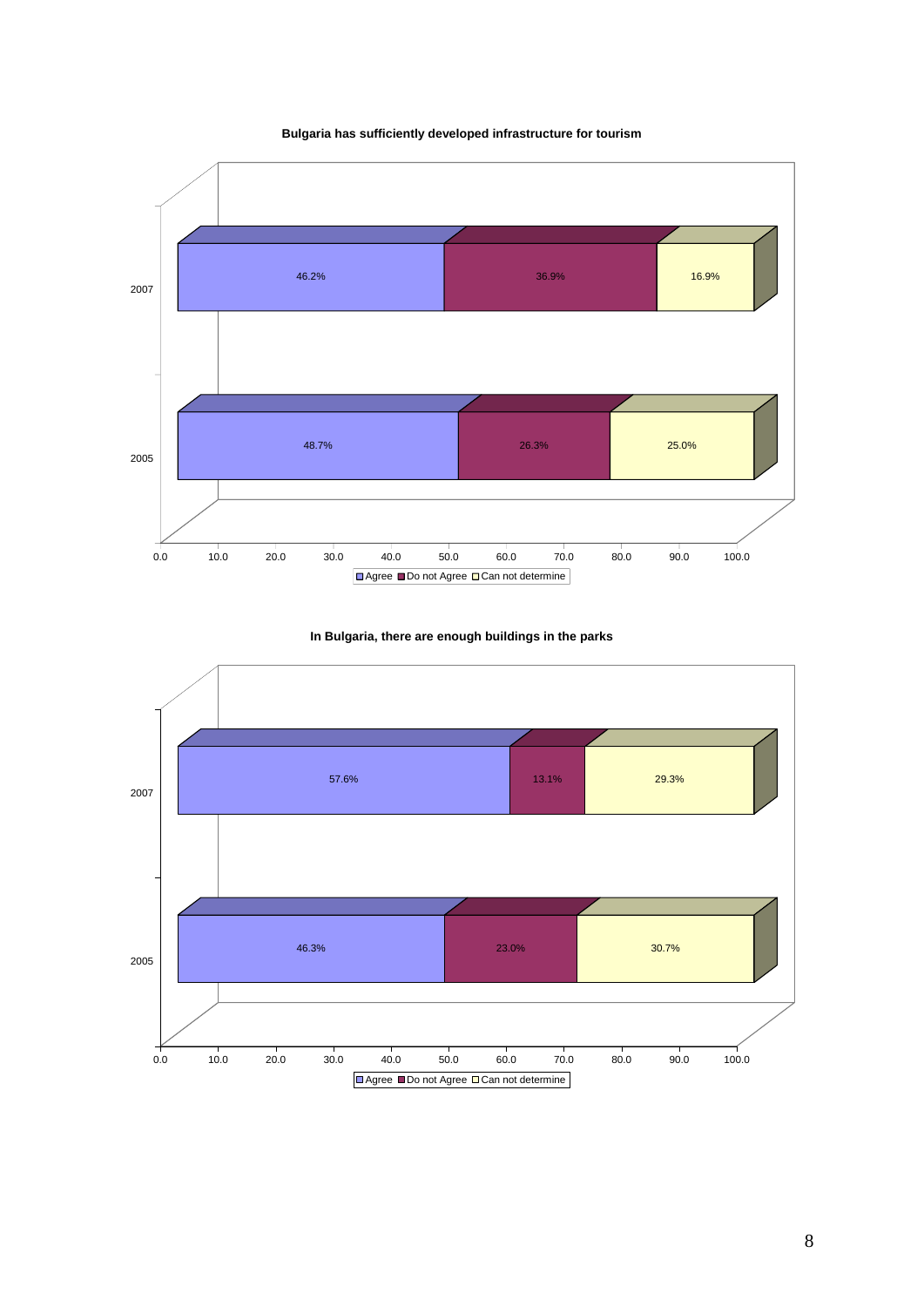**Bulgaria has sufficiently developed infrastructure for tourism**

| Year | Agree | Do not Agree | Can not determine |
|---|---|---|---|
| 2007 | 46.2% | 36.9% | 16.9% |
| 2005 | 48.7% | 26.3% | 25.0% |

**In Bulgaria, there are enough buildings in the parks**

| Year | Agree | Do not Agree | Can not determine |
|---|---|---|---|
| 2007 | 57.6% | 13.1% | 29.3% |
| 2005 | 46.3% | 23.0% | 30.7% |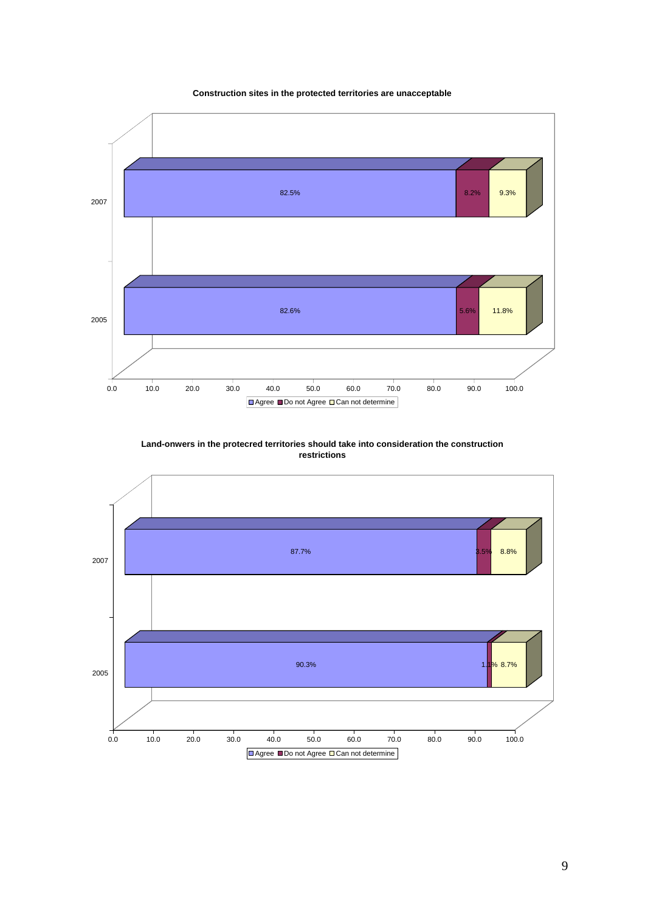**Construction sites in the protected territories are unacceptable**

| Year | Agree | Do not Agree | Can not determine |
|---|---|---|---|
| 2007 | 82.5% | 8.2% | 9.3% |
| 2005 | 82.6% | 5.6% | 11.8% |

**Land-onwers in the protecred territories should take into consideration the construction restrictions**

| Year | Agree | Do not Agree | Can not determine |
|---|---|---|---|
| 2007 | 87.7% | 3.5% | 8.8% |
| 2005 | 90.3% | 1.1% | 8.7% |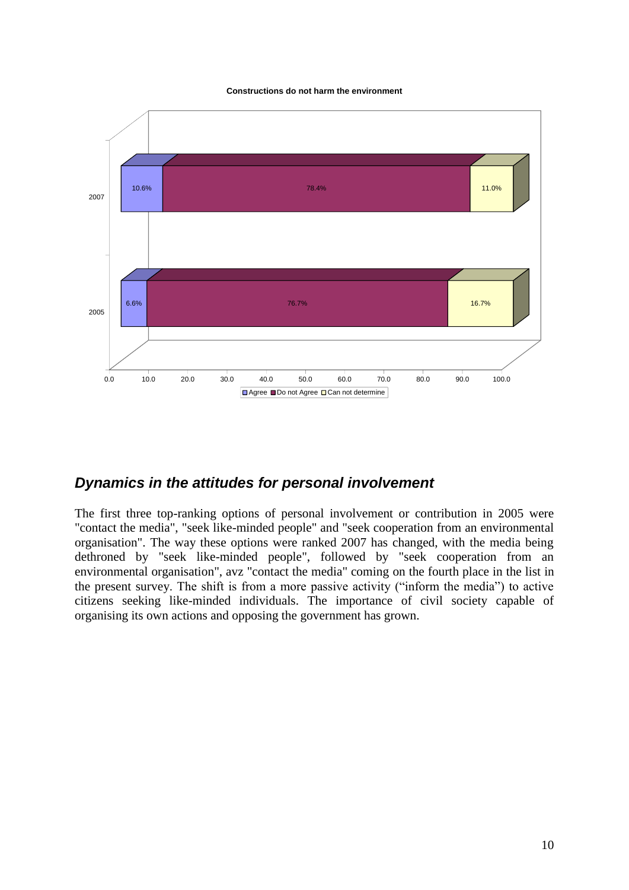**Constructions do not harm the environment**

| Year | Agree | Do not Agree | Can not determine |
|---|---|---|---|
| 2007 | 10.6% | 78.4% | 11.0% |
| 2005 | 6.6% | 76.7% | 16.7% |

## *Dynamics in the attitudes for personal involvement*

The first three top-ranking options of personal involvement or contribution in 2005 were "contact the media", "seek like-minded people" and "seek cooperation from an environmental organisation". The way these options were ranked 2007 has changed, with the media being dethroned by "seek like-minded people", followed by "seek cooperation from an environmental organisation", avz "contact the media" coming on the fourth place in the list in the present survey. The shift is from a more passive activity ("inform the media") to active citizens seeking like-minded individuals. The importance of civil society capable of organising its own actions and opposing the government has grown.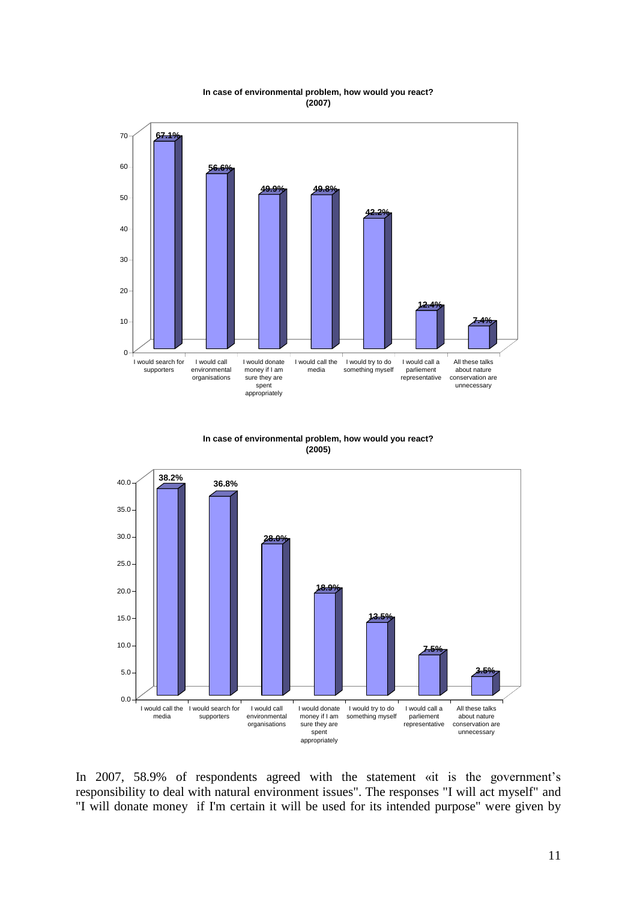**In case of environmental problem, how would you react? (2007)**

| Response | % |
|---|---|
| I would search for supporters | 67.1% |
| I would call environmental organisations | 56.6% |
| I would donate money if I am sure they are spent appropriately | 49.9% |
| I would call the media | 49.8% |
| I would try to do something myself | 42.2% |
| I would call a parliement representative | 12.4% |
| All these talks about nature conservation are unnecessary | 7.4% |

**In case of environmental problem, how would you react? (2005)**

| Response | % |
|---|---|
| I would call the media | 38.2% |
| I would search for supporters | 36.8% |
| I would call environmental organisations | 28.0% |
| I would donate money if I am sure they are spent appropriately | 18.9% |
| I would try to do something myself | 13.5% |
| I would call a parliement representative | 7.5% |
| All these talks about nature conservation are unnecessary | 3.5% |

In 2007, 58.9% of respondents agreed with the statement «it is the government's responsibility to deal with natural environment issues". The responses "I will act myself" and "I will donate money if I'm certain it will be used for its intended purpose" were given by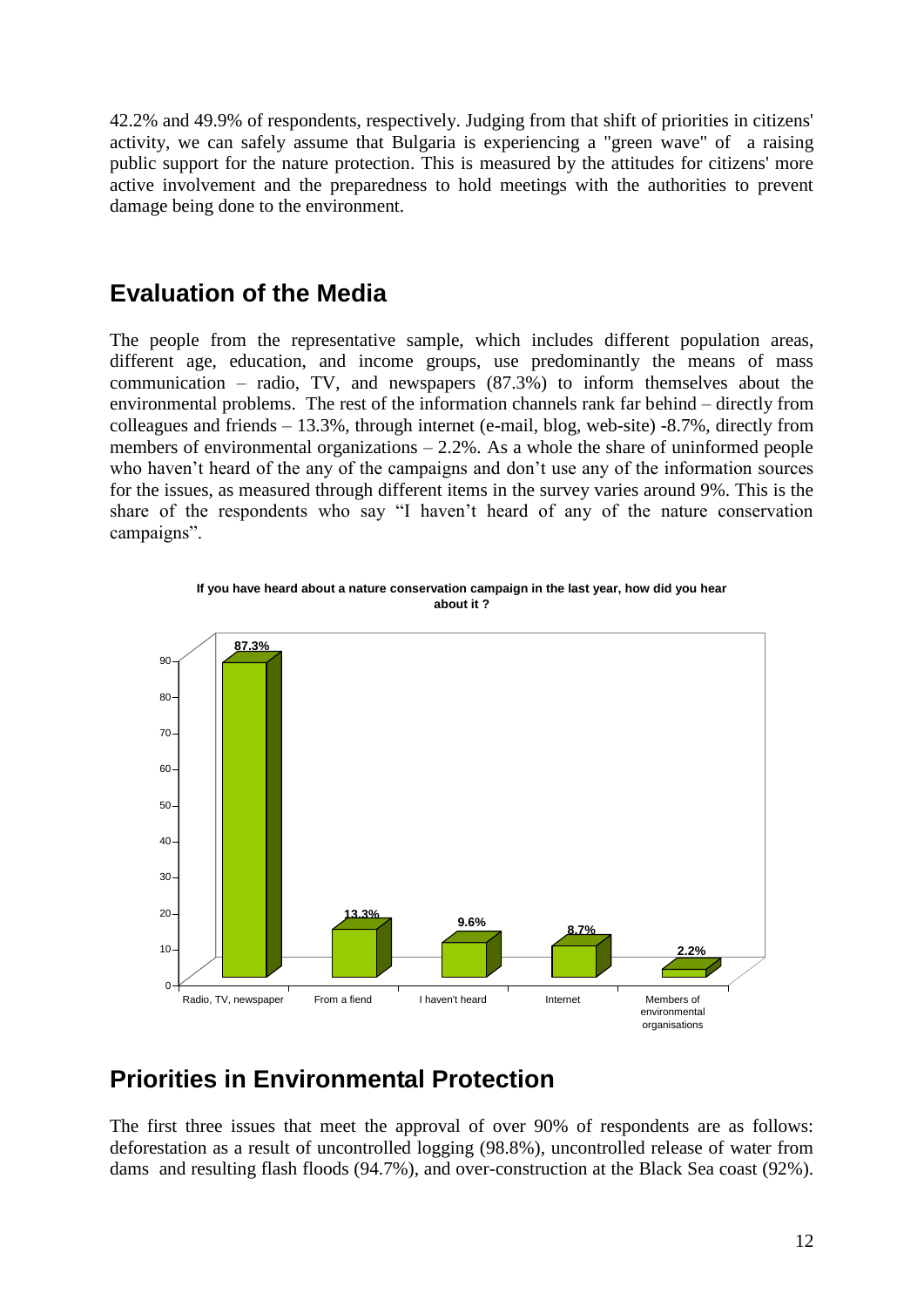42.2% and 49.9% of respondents, respectively. Judging from that shift of priorities in citizens' activity, we can safely assume that Bulgaria is experiencing a "green wave" of a raising public support for the nature protection. This is measured by the attitudes for citizens' more active involvement and the preparedness to hold meetings with the authorities to prevent damage being done to the environment.

## Evaluation of the Media

The people from the representative sample, which includes different population areas, different age, education, and income groups, use predominantly the means of mass communication – radio, TV, and newspapers (87.3%) to inform themselves about the environmental problems. The rest of the information channels rank far behind – directly from colleagues and friends – 13.3%, through internet (e-mail, blog, web-site) -8.7%, directly from members of environmental organizations – 2.2%. As a whole the share of uninformed people who haven't heard of the any of the campaigns and don't use any of the information sources for the issues, as measured through different items in the survey varies around 9%. This is the share of the respondents who say "I haven't heard of any of the nature conservation campaigns".

**If you have heard about a nature conservation campaign in the last year, how did you hear about it ?**

| Source | % |
|---|---|
| Radio, TV, newspaper | 87.3% |
| From a fiend | 13.3% |
| I haven't heard | 9.6% |
| Internet | 8.7% |
| Members of environmental organisations | 2.2% |

## Priorities in Environmental Protection

The first three issues that meet the approval of over 90% of respondents are as follows: deforestation as a result of uncontrolled logging (98.8%), uncontrolled release of water from dams and resulting flash floods (94.7%), and over-construction at the Black Sea coast (92%).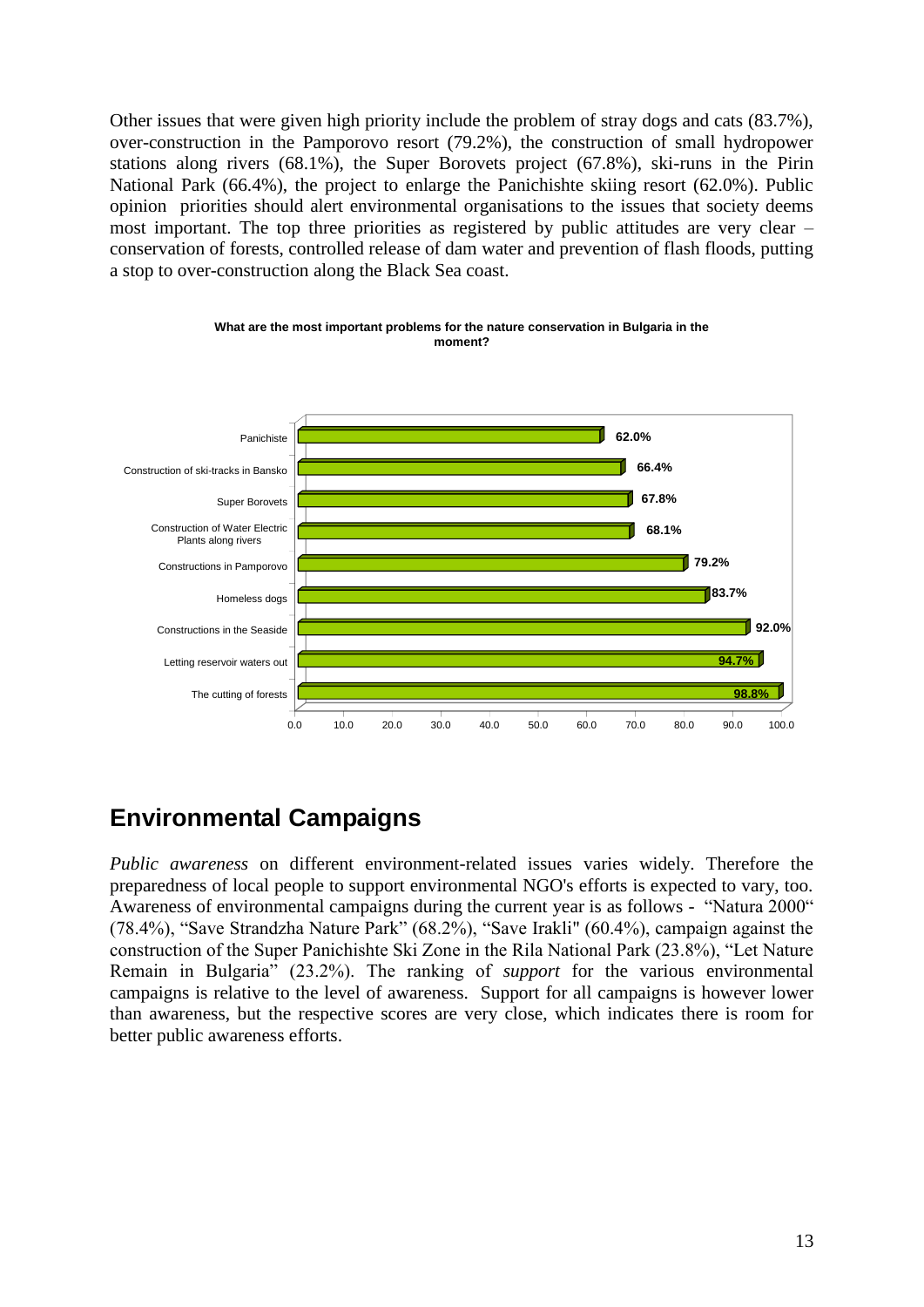Other issues that were given high priority include the problem of stray dogs and cats (83.7%), over-construction in the Pamporovo resort (79.2%), the construction of small hydropower stations along rivers (68.1%), the Super Borovets project (67.8%), ski-runs in the Pirin National Park (66.4%), the project to enlarge the Panichishte skiing resort (62.0%). Public opinion priorities should alert environmental organisations to the issues that society deems most important. The top three priorities as registered by public attitudes are very clear – conservation of forests, controlled release of dam water and prevention of flash floods, putting a stop to over-construction along the Black Sea coast.

**What are the most important problems for the nature conservation in Bulgaria in the moment?**

| Problem | % |
|---|---|
| Panichiste | 62.0% |
| Construction of ski-tracks in Bansko | 66.4% |
| Super Borovets | 67.8% |
| Construction of Water Electric Plants along rivers | 68.1% |
| Constructions in Pamporovo | 79.2% |
| Homeless dogs | 83.7% |
| Constructions in the Seaside | 92.0% |
| Letting reservoir waters out | 94.7% |
| The cutting of forests | 98.8% |

## Environmental Campaigns

*Public awareness* on different environment-related issues varies widely. Therefore the preparedness of local people to support environmental NGO's efforts is expected to vary, too. Awareness of environmental campaigns during the current year is as follows - "Natura 2000" (78.4%), "Save Strandzha Nature Park" (68.2%), "Save Irakli" (60.4%), campaign against the construction of the Super Panichishte Ski Zone in the Rila National Park (23.8%), "Let Nature Remain in Bulgaria" (23.2%). The ranking of *support* for the various environmental campaigns is relative to the level of awareness. Support for all campaigns is however lower than awareness, but the respective scores are very close, which indicates there is room for better public awareness efforts.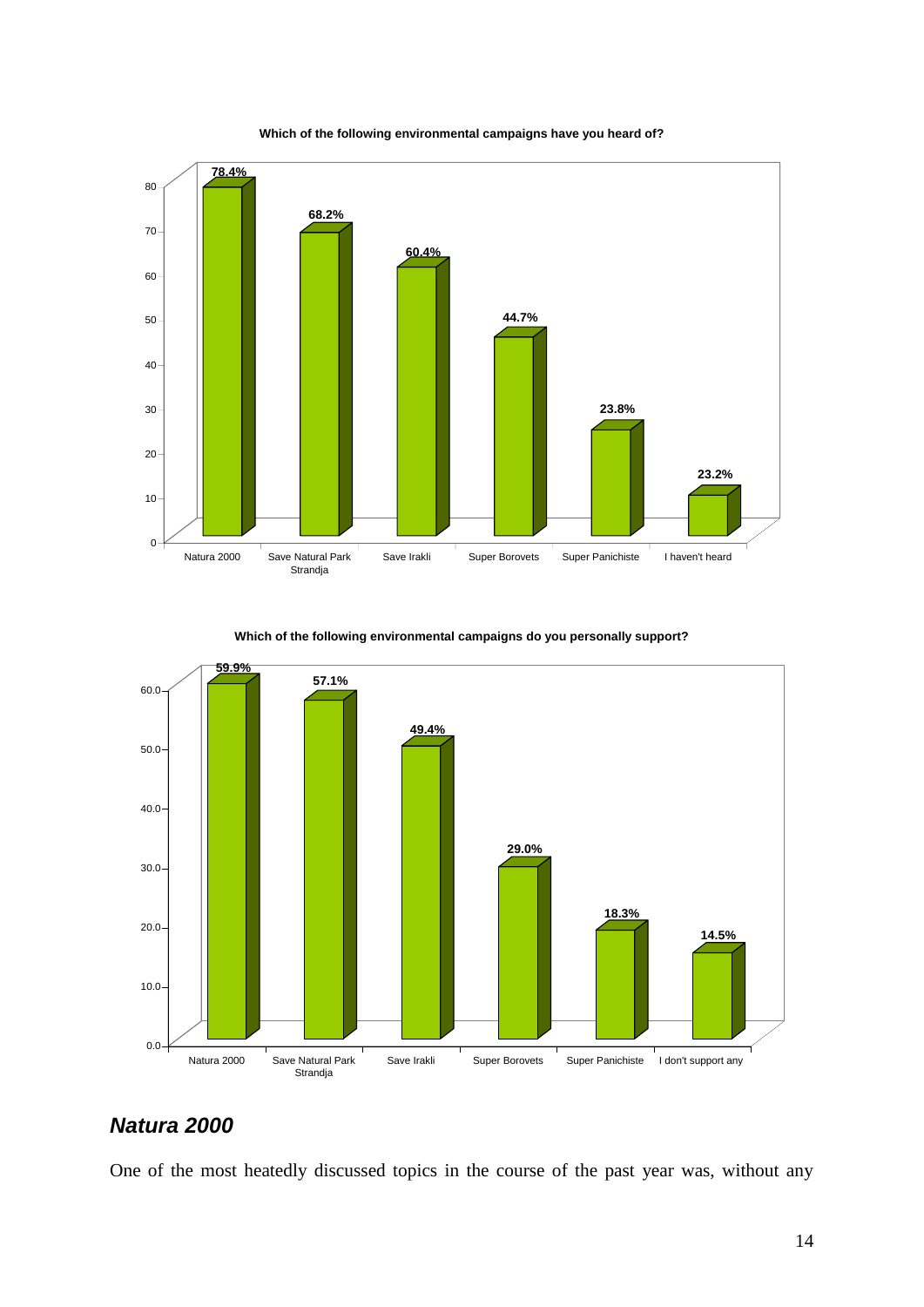**Which of the following environmental campaigns have you heard of?**

| Campaign | % |
|---|---|
| Natura 2000 | 78.4% |
| Save Natural Park Strandja | 68.2% |
| Save Irakli | 60.4% |
| Super Borovets | 44.7% |
| Super Panichiste | 23.8% |
| I haven't heard | 23.2% |

**Which of the following environmental campaigns do you personally support?**

| Campaign | % |
|---|---|
| Natura 2000 | 59.9% |
| Save Natural Park Strandja | 57.1% |
| Save Irakli | 49.4% |
| Super Borovets | 29.0% |
| Super Panichiste | 18.3% |
| I don't support any | 14.5% |

## *Natura 2000*

One of the most heatedly discussed topics in the course of the past year was, without any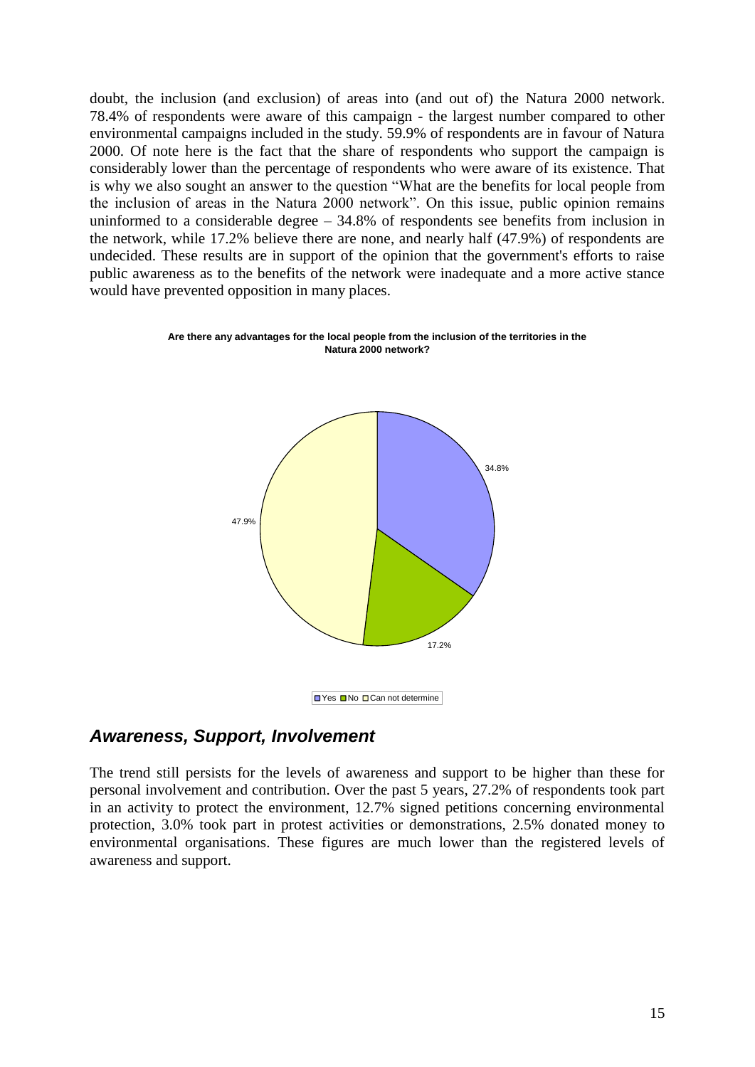doubt, the inclusion (and exclusion) of areas into (and out of) the Natura 2000 network. 78.4% of respondents were aware of this campaign - the largest number compared to other environmental campaigns included in the study. 59.9% of respondents are in favour of Natura 2000. Of note here is the fact that the share of respondents who support the campaign is considerably lower than the percentage of respondents who were aware of its existence. That is why we also sought an answer to the question "What are the benefits for local people from the inclusion of areas in the Natura 2000 network". On this issue, public opinion remains uninformed to a considerable degree – 34.8% of respondents see benefits from inclusion in the network, while 17.2% believe there are none, and nearly half (47.9%) of respondents are undecided. These results are in support of the opinion that the government's efforts to raise public awareness as to the benefits of the network were inadequate and a more active stance would have prevented opposition in many places.

**Are there any advantages for the local people from the inclusion of the territories in the Natura 2000 network?**

| Answer | Share |
|---|---|
| Yes | 34.8% |
| No | 17.2% |
| Can not determine | 47.9% |

## *Awareness, Support, Involvement*

The trend still persists for the levels of awareness and support to be higher than these for personal involvement and contribution. Over the past 5 years, 27.2% of respondents took part in an activity to protect the environment, 12.7% signed petitions concerning environmental protection, 3.0% took part in protest activities or demonstrations, 2.5% donated money to environmental organisations. These figures are much lower than the registered levels of awareness and support.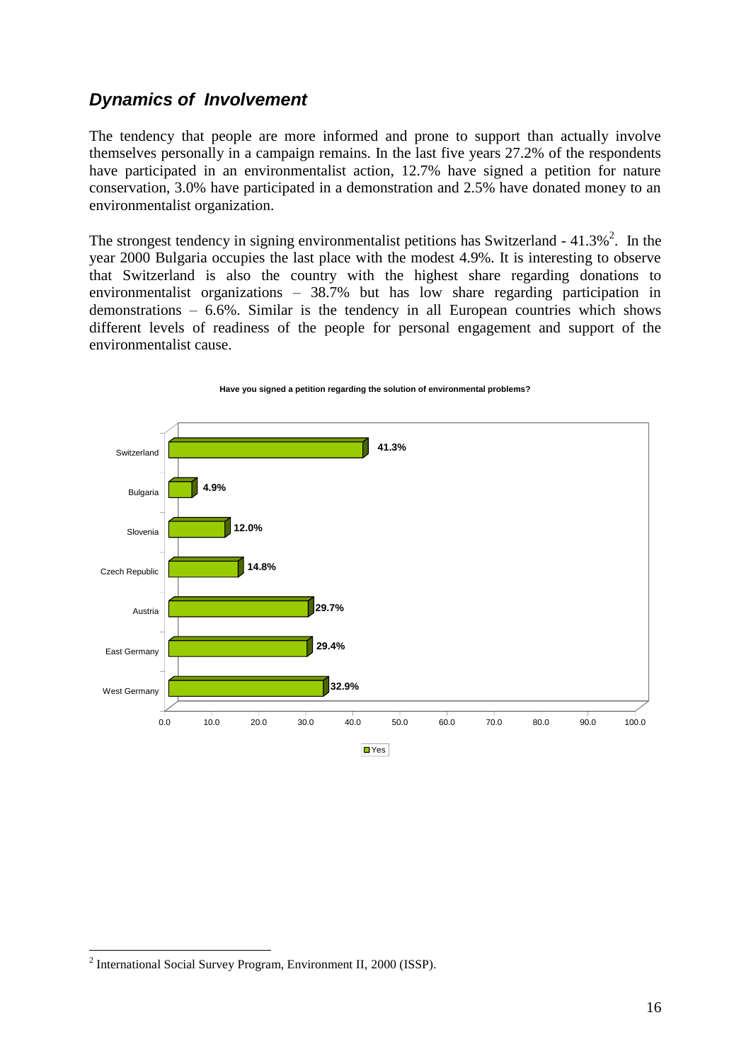## *Dynamics of Involvement*

The tendency that people are more informed and prone to support than actually involve themselves personally in a campaign remains. In the last five years 27.2% of the respondents have participated in an environmentalist action, 12.7% have signed a petition for nature conservation, 3.0% have participated in a demonstration and 2.5% have donated money to an environmentalist organization.

The strongest tendency in signing environmentalist petitions has Switzerland - 41.3%[2]. In the year 2000 Bulgaria occupies the last place with the modest 4.9%. It is interesting to observe that Switzerland is also the country with the highest share regarding donations to environmentalist organizations – 38.7% but has low share regarding participation in demonstrations – 6.6%. Similar is the tendency in all European countries which shows different levels of readiness of the people for personal engagement and support of the environmentalist cause.

**Have you signed a petition regarding the solution of environmental problems?**

| Country | Yes |
|---|---|
| Switzerland | 41.3% |
| Bulgaria | 4.9% |
| Slovenia | 12.0% |
| Czech Republic | 14.8% |
| Austria | 29.7% |
| East Germany | 29.4% |
| West Germany | 32.9% |

[2] International Social Survey Program, Environment II, 2000 (ISSP).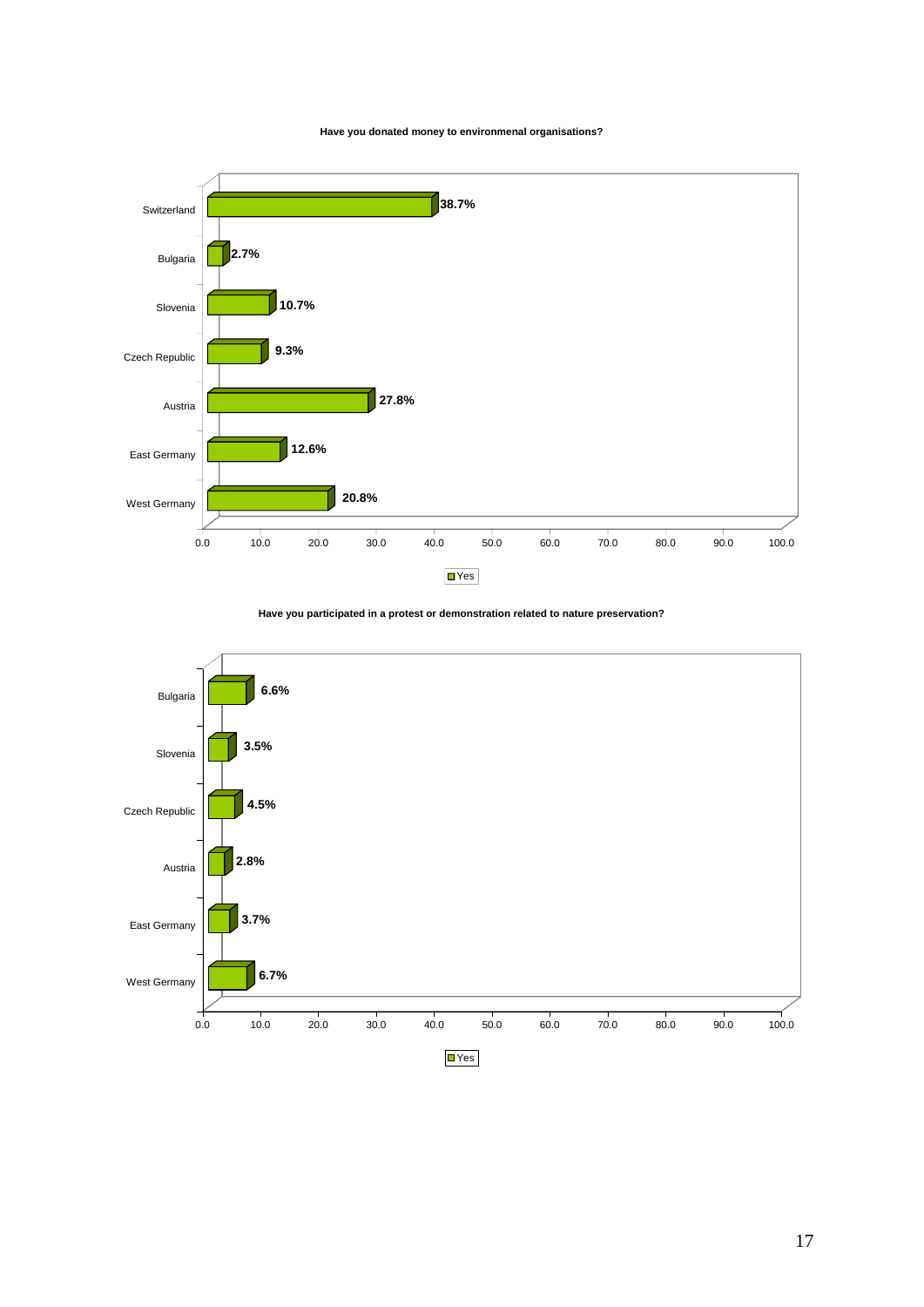**Have you donated money to environmenal organisations?**

| Country | Yes |
| --- | --- |
| Switzerland | 38.7% |
| Bulgaria | 2.7% |
| Slovenia | 10.7% |
| Czech Republic | 9.3% |
| Austria | 27.8% |
| East Germany | 12.6% |
| West Germany | 20.8% |

**Have you participated in a protest or demonstration related to nature preservation?**

| Country | Yes |
| --- | --- |
| Bulgaria | 6.6% |
| Slovenia | 3.5% |
| Czech Republic | 4.5% |
| Austria | 2.8% |
| East Germany | 3.7% |
| West Germany | 6.7% |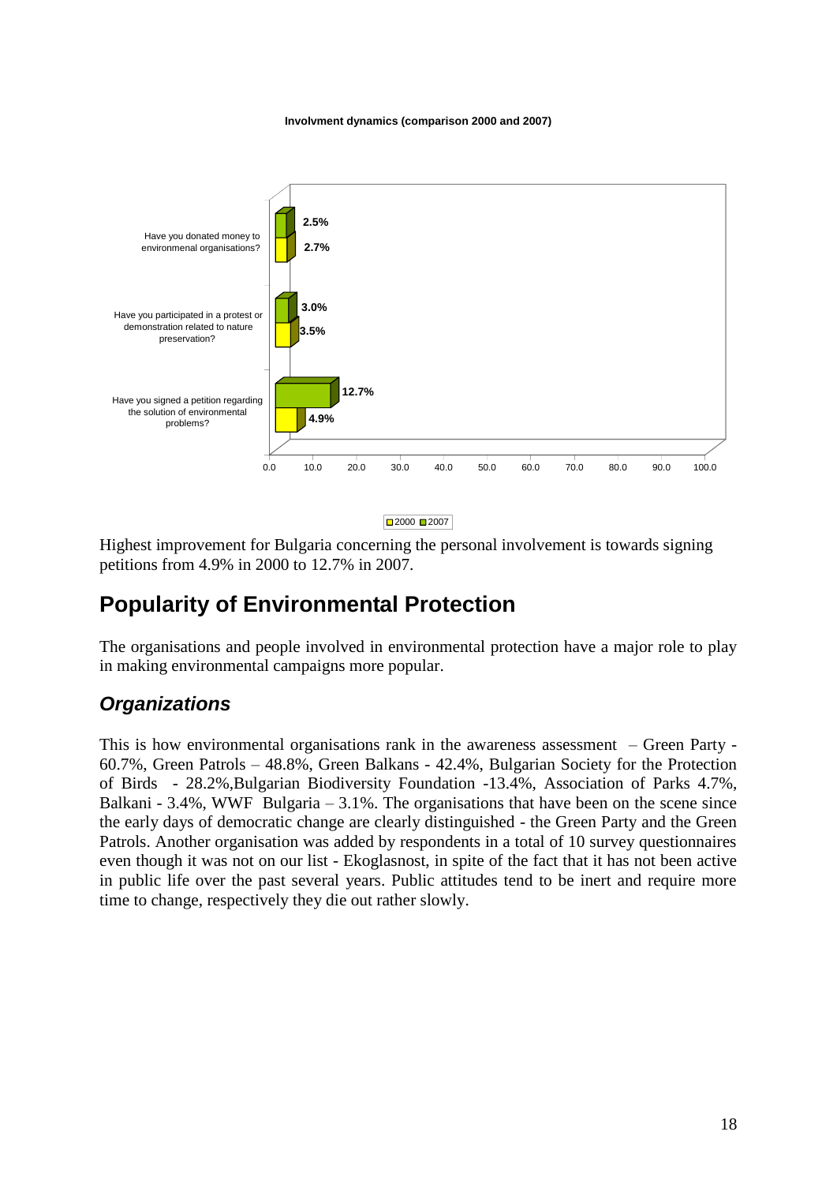**Involvment dynamics (comparison 2000 and 2007)**

| | 2000 | 2007 |
|---|---|---|
| Have you donated money to environmenal organisations? | 2.7% | 2.5% |
| Have you participated in a protest or demonstration related to nature preservation? | 3.5% | 3.0% |
| Have you signed a petition regarding the solution of environmental problems? | 4.9% | 12.7% |

Highest improvement for Bulgaria concerning the personal involvement is towards signing petitions from 4.9% in 2000 to 12.7% in 2007.

## Popularity of Environmental Protection

The organisations and people involved in environmental protection have a major role to play in making environmental campaigns more popular.

### *Organizations*

This is how environmental organisations rank in the awareness assessment – Green Party - 60.7%, Green Patrols – 48.8%, Green Balkans - 42.4%, Bulgarian Society for the Protection of Birds - 28.2%,Bulgarian Biodiversity Foundation -13.4%, Association of Parks 4.7%, Balkani - 3.4%, WWF Bulgaria – 3.1%. The organisations that have been on the scene since the early days of democratic change are clearly distinguished - the Green Party and the Green Patrols. Another organisation was added by respondents in a total of 10 survey questionnaires even though it was not on our list - Ekoglasnost, in spite of the fact that it has not been active in public life over the past several years. Public attitudes tend to be inert and require more time to change, respectively they die out rather slowly.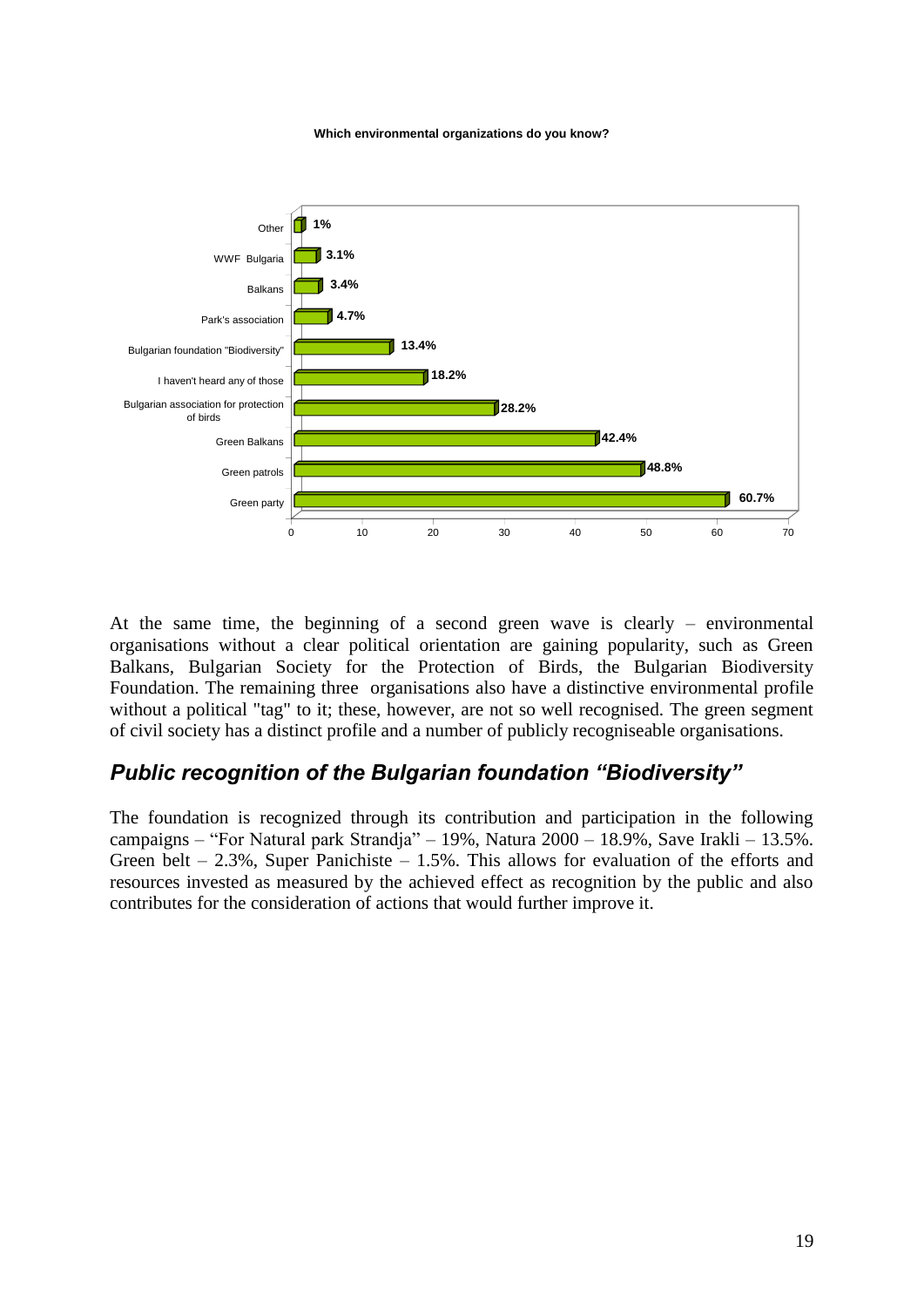**Which environmental organizations do you know?**

| Organization | % |
|---|---|
| Other | 1% |
| WWF Bulgaria | 3.1% |
| Balkans | 3.4% |
| Park's association | 4.7% |
| Bulgarian foundation "Biodiversity" | 13.4% |
| I haven't heard any of those | 18.2% |
| Bulgarian association for protection of birds | 28.2% |
| Green Balkans | 42.4% |
| Green patrols | 48.8% |
| Green party | 60.7% |

At the same time, the beginning of a second green wave is clearly – environmental organisations without a clear political orientation are gaining popularity, such as Green Balkans, Bulgarian Society for the Protection of Birds, the Bulgarian Biodiversity Foundation. The remaining three organisations also have a distinctive environmental profile without a political "tag" to it; these, however, are not so well recognised. The green segment of civil society has a distinct profile and a number of publicly recogniseable organisations.

## *Public recognition of the Bulgarian foundation "Biodiversity"*

The foundation is recognized through its contribution and participation in the following campaigns – "For Natural park Strandja" – 19%, Natura 2000 – 18.9%, Save Irakli – 13.5%. Green belt – 2.3%, Super Panichiste – 1.5%. This allows for evaluation of the efforts and resources invested as measured by the achieved effect as recognition by the public and also contributes for the consideration of actions that would further improve it.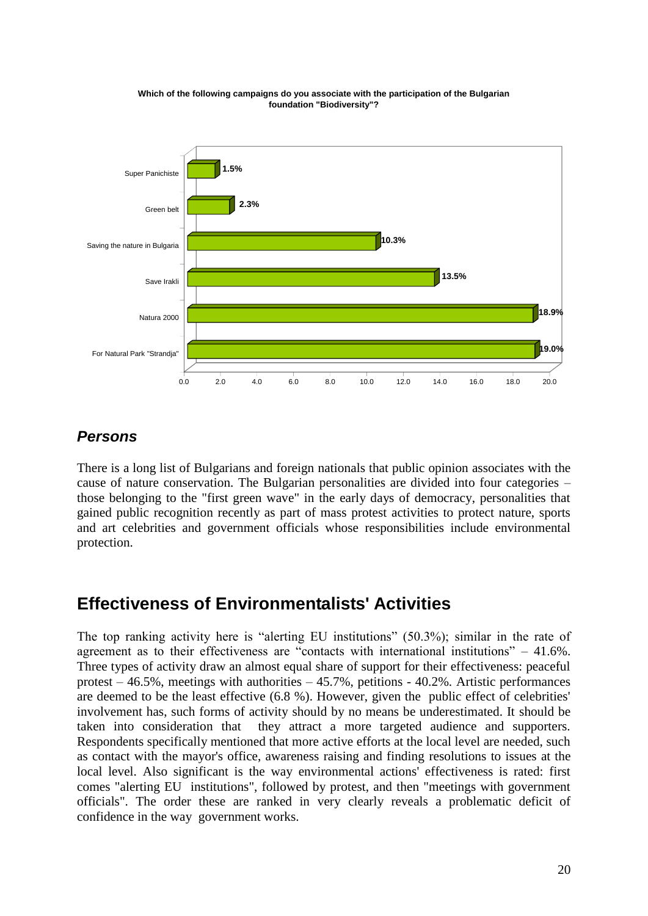**Which of the following campaigns do you associate with the participation of the Bulgarian foundation "Biodiversity"?**

| Campaign | % |
| --- | --- |
| Super Panichiste | 1.5% |
| Green belt | 2.3% |
| Saving the nature in Bulgaria | 10.3% |
| Save Irakli | 13.5% |
| Natura 2000 | 18.9% |
| For Natural Park "Strandja" | 19.0% |

## *Persons*

There is a long list of Bulgarians and foreign nationals that public opinion associates with the cause of nature conservation. The Bulgarian personalities are divided into four categories – those belonging to the "first green wave" in the early days of democracy, personalities that gained public recognition recently as part of mass protest activities to protect nature, sports and art celebrities and government officials whose responsibilities include environmental protection.

# Effectiveness of Environmentalists' Activities

The top ranking activity here is "alerting EU institutions" (50.3%); similar in the rate of agreement as to their effectiveness are "contacts with international institutions" – 41.6%. Three types of activity draw an almost equal share of support for their effectiveness: peaceful protest – 46.5%, meetings with authorities – 45.7%, petitions - 40.2%. Artistic performances are deemed to be the least effective (6.8 %). However, given the public effect of celebrities' involvement has, such forms of activity should by no means be underestimated. It should be taken into consideration that they attract a more targeted audience and supporters. Respondents specifically mentioned that more active efforts at the local level are needed, such as contact with the mayor's office, awareness raising and finding resolutions to issues at the local level. Also significant is the way environmental actions' effectiveness is rated: first comes "alerting EU institutions", followed by protest, and then "meetings with government officials". The order these are ranked in very clearly reveals a problematic deficit of confidence in the way government works.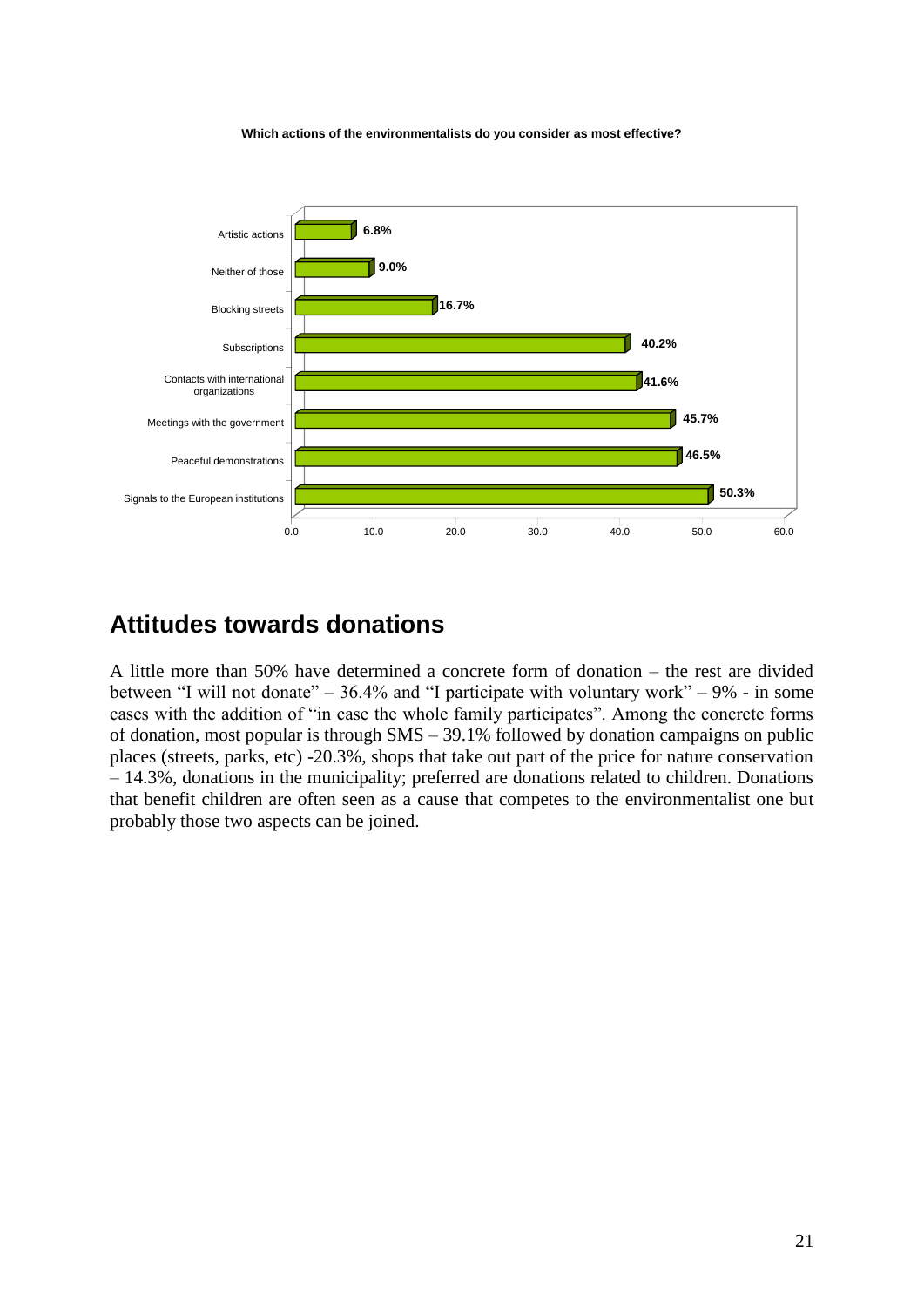**Which actions of the environmentalists do you consider as most effective?**

| Action | % |
|---|---|
| Artistic actions | 6.8% |
| Neither of those | 9.0% |
| Blocking streets | 16.7% |
| Subscriptions | 40.2% |
| Contacts with international organizations | 41.6% |
| Meetings with the government | 45.7% |
| Peaceful demonstrations | 46.5% |
| Signals to the European institutions | 50.3% |

## Attitudes towards donations

A little more than 50% have determined a concrete form of donation – the rest are divided between "I will not donate" – 36.4% and "I participate with voluntary work" – 9% - in some cases with the addition of "in case the whole family participates". Among the concrete forms of donation, most popular is through SMS – 39.1% followed by donation campaigns on public places (streets, parks, etc) -20.3%, shops that take out part of the price for nature conservation – 14.3%, donations in the municipality; preferred are donations related to children. Donations that benefit children are often seen as a cause that competes to the environmentalist one but probably those two aspects can be joined.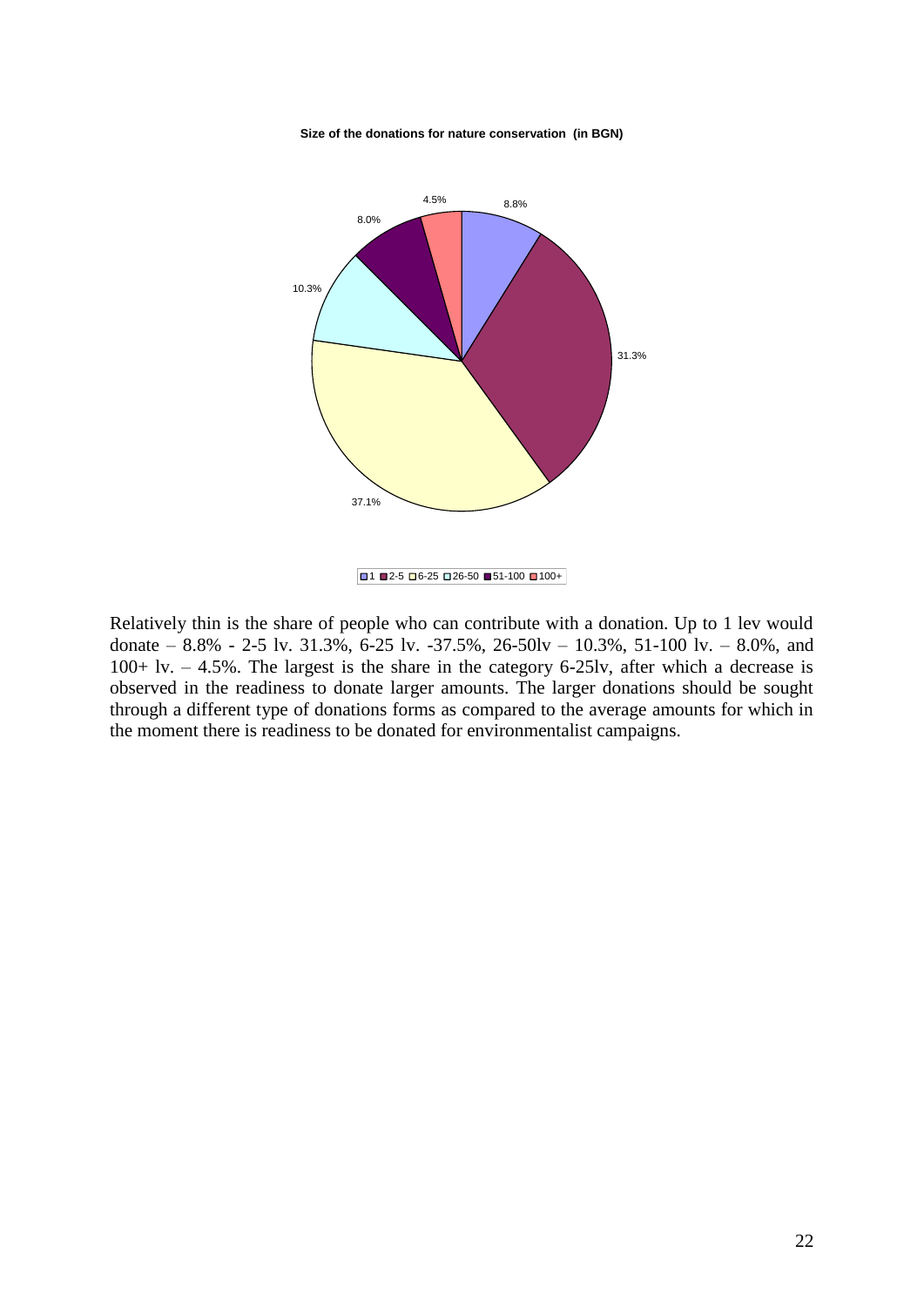**Size of the donations for nature conservation (in BGN)**

Relatively thin is the share of people who can contribute with a donation. Up to 1 lev would donate – 8.8% - 2-5 lv. 31.3%, 6-25 lv. -37.5%, 26-50lv – 10.3%, 51-100 lv. – 8.0%, and 100+ lv. – 4.5%. The largest is the share in the category 6-25lv, after which a decrease is observed in the readiness to donate larger amounts. The larger donations should be sought through a different type of donations forms as compared to the average amounts for which in the moment there is readiness to be donated for environmentalist campaigns.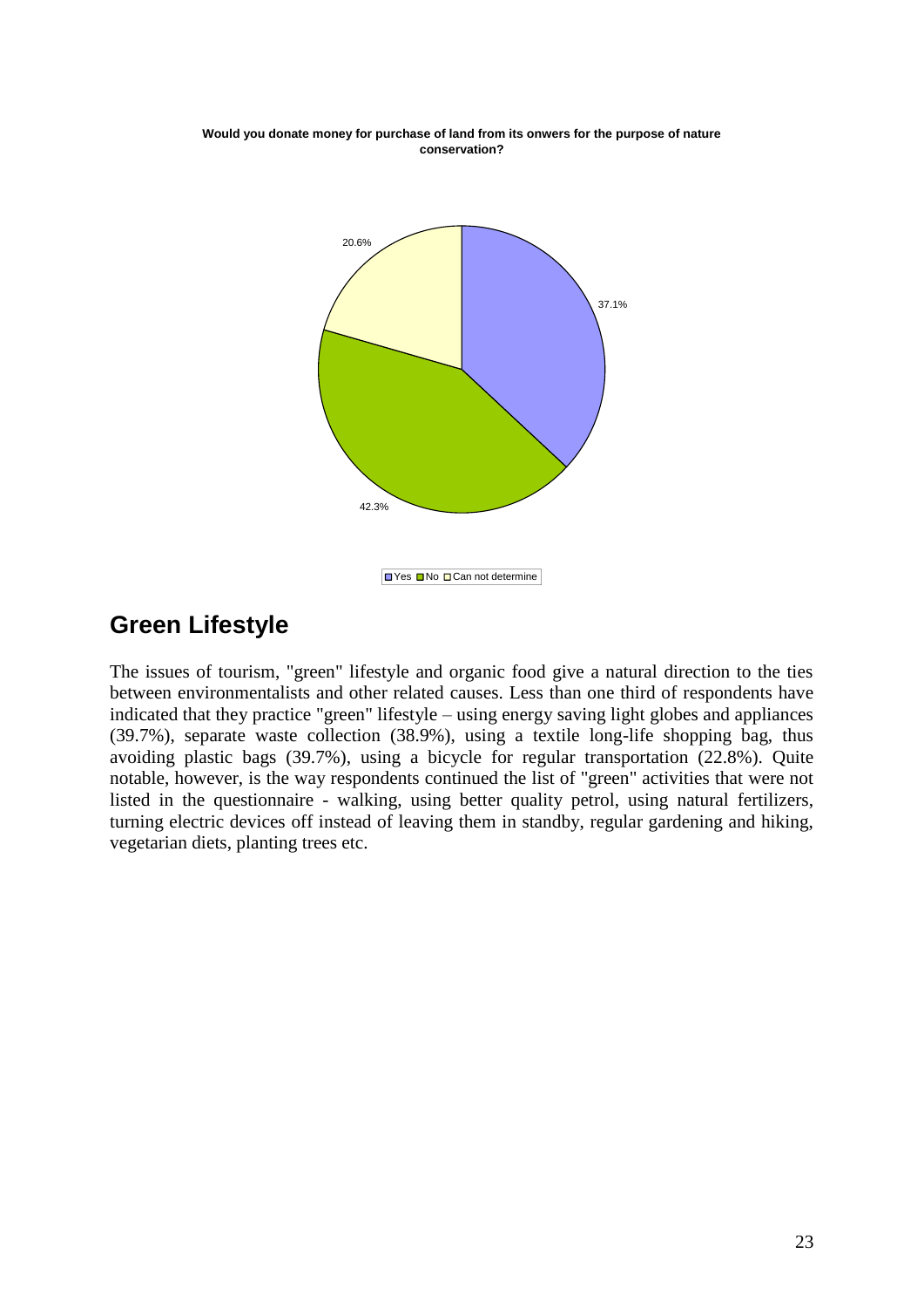**Would you donate money for purchase of land from its onwers for the purpose of nature conservation?**

20.6%

37.1%

42.3%

Yes No Can not determine

## Green Lifestyle

The issues of tourism, "green" lifestyle and organic food give a natural direction to the ties between environmentalists and other related causes. Less than one third of respondents have indicated that they practice "green" lifestyle – using energy saving light globes and appliances (39.7%), separate waste collection (38.9%), using a textile long-life shopping bag, thus avoiding plastic bags (39.7%), using a bicycle for regular transportation (22.8%). Quite notable, however, is the way respondents continued the list of "green" activities that were not listed in the questionnaire - walking, using better quality petrol, using natural fertilizers, turning electric devices off instead of leaving them in standby, regular gardening and hiking, vegetarian diets, planting trees etc.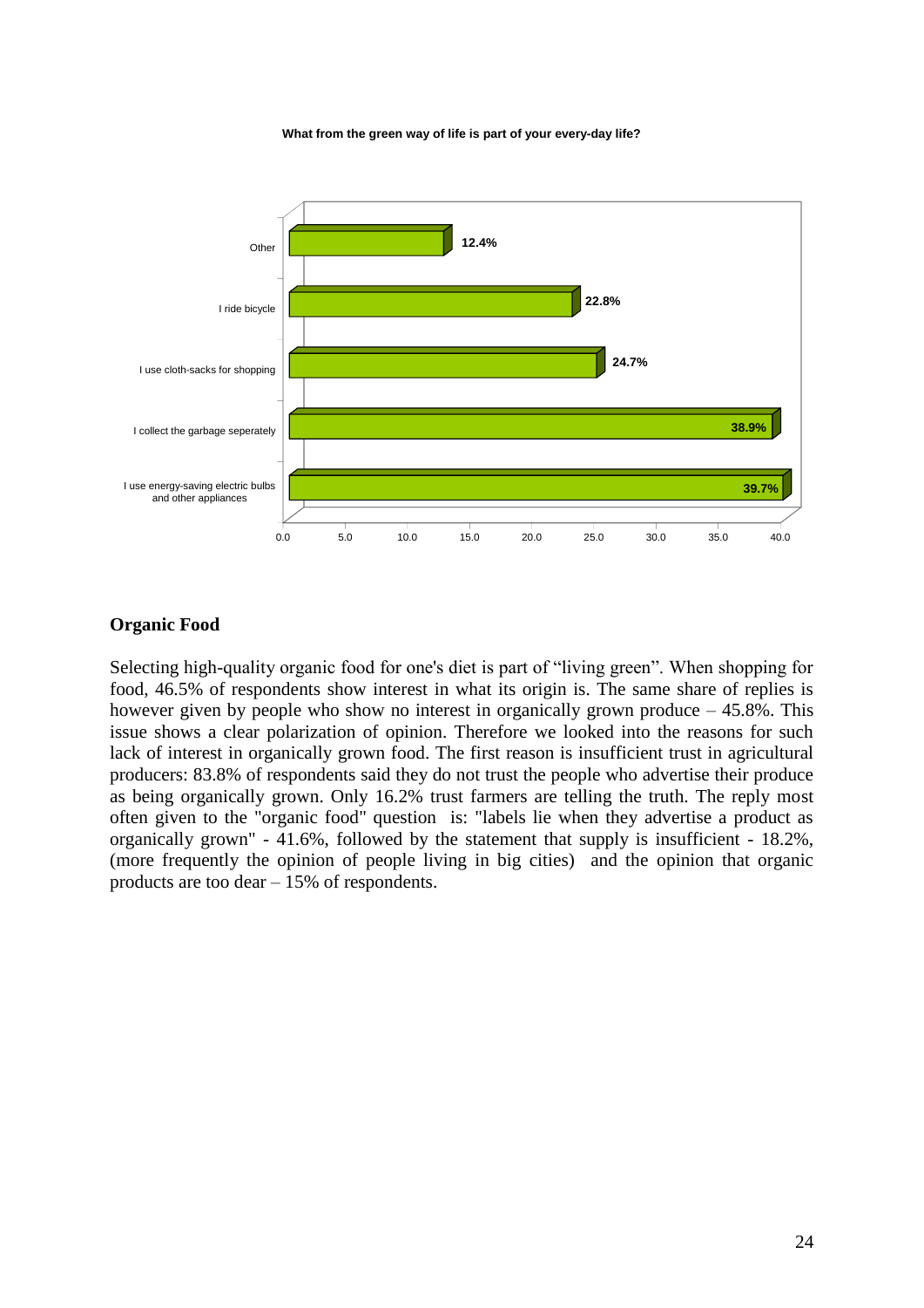**What from the green way of life is part of your every-day life?**

| | % |
|---|---|
| Other | 12.4% |
| I ride bicycle | 22.8% |
| I use cloth-sacks for shopping | 24.7% |
| I collect the garbage seperately | 38.9% |
| I use energy-saving electric bulbs and other appliances | 39.7% |

## Organic Food

Selecting high-quality organic food for one's diet is part of "living green". When shopping for food, 46.5% of respondents show interest in what its origin is. The same share of replies is however given by people who show no interest in organically grown produce – 45.8%. This issue shows a clear polarization of opinion. Therefore we looked into the reasons for such lack of interest in organically grown food. The first reason is insufficient trust in agricultural producers: 83.8% of respondents said they do not trust the people who advertise their produce as being organically grown. Only 16.2% trust farmers are telling the truth. The reply most often given to the "organic food" question is: "labels lie when they advertise a product as organically grown" - 41.6%, followed by the statement that supply is insufficient - 18.2%, (more frequently the opinion of people living in big cities) and the opinion that organic products are too dear – 15% of respondents.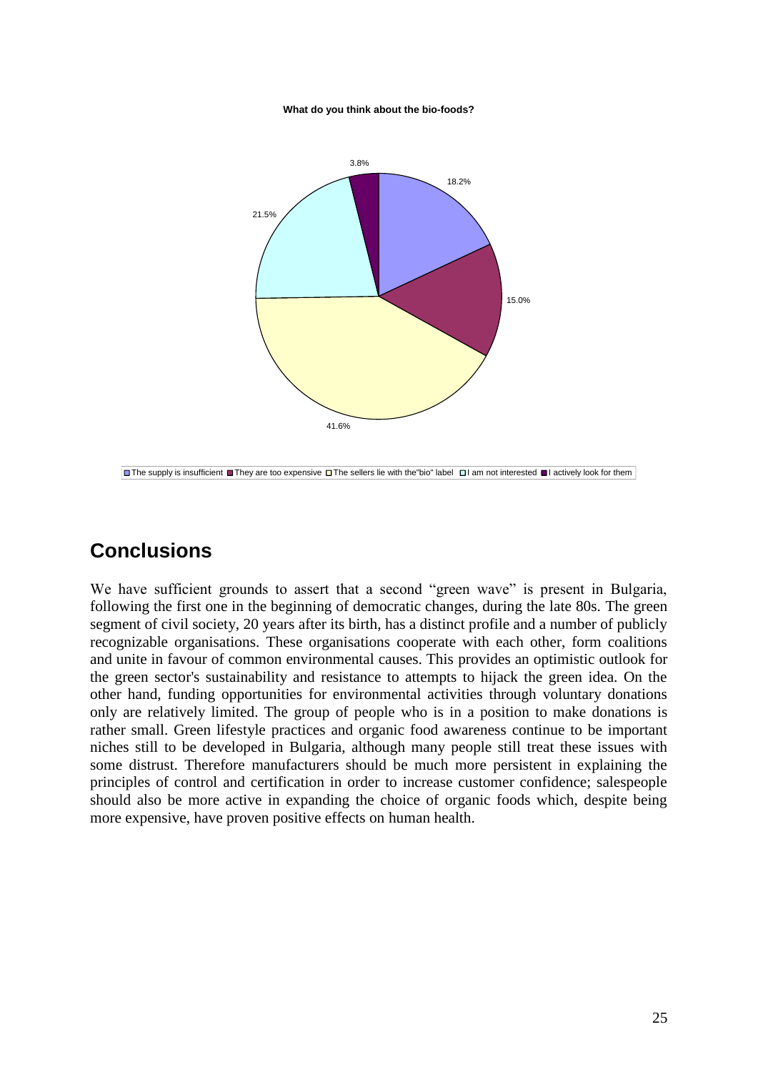What do you think about the bio-foods?

3.8%

18.2%

21.5%

15.0%

41.6%

The supply is insufficient
They are too expensive
The sellers lie with the"bio" label
I am not interested
I actively look for them

## Conclusions

We have sufficient grounds to assert that a second "green wave" is present in Bulgaria, following the first one in the beginning of democratic changes, during the late 80s. The green segment of civil society, 20 years after its birth, has a distinct profile and a number of publicly recognizable organisations. These organisations cooperate with each other, form coalitions and unite in favour of common environmental causes. This provides an optimistic outlook for the green sector's sustainability and resistance to attempts to hijack the green idea. On the other hand, funding opportunities for environmental activities through voluntary donations only are relatively limited. The group of people who is in a position to make donations is rather small. Green lifestyle practices and organic food awareness continue to be important niches still to be developed in Bulgaria, although many people still treat these issues with some distrust. Therefore manufacturers should be much more persistent in explaining the principles of control and certification in order to increase customer confidence; salespeople should also be more active in expanding the choice of organic foods which, despite being more expensive, have proven positive effects on human health.